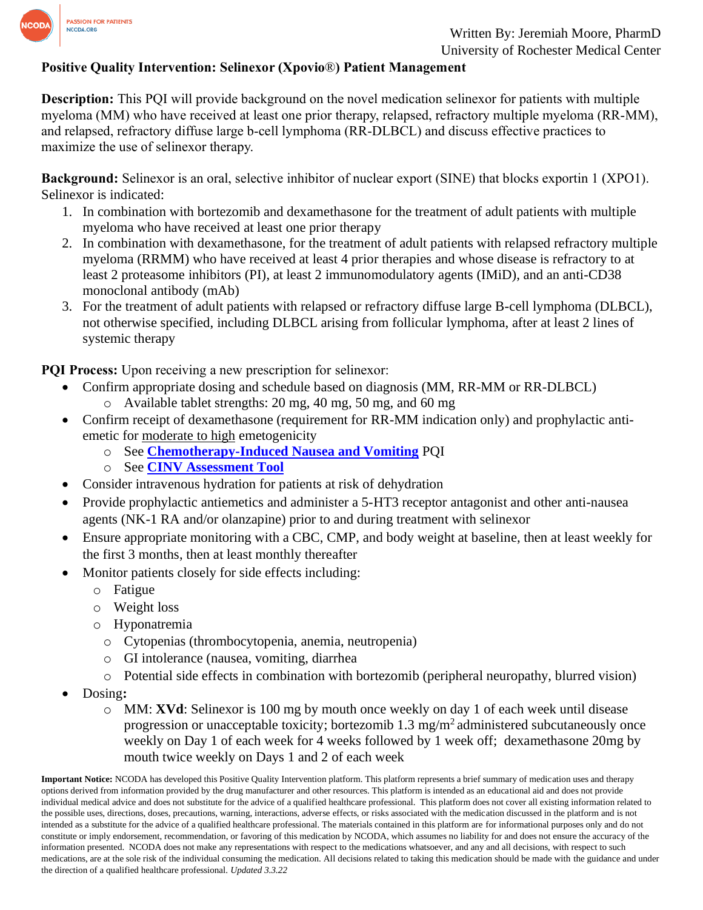Written By: Jeremiah Moore, PharmD
University of Rochester Medical Center

**Positive Quality Intervention: Selinexor (Xpovio®) Patient Management**

**Description:** This PQI will provide background on the novel medication selinexor for patients with multiple myeloma (MM) who have received at least one prior therapy, relapsed, refractory multiple myeloma (RR-MM), and relapsed, refractory diffuse large b-cell lymphoma (RR-DLBCL) and discuss effective practices to maximize the use of selinexor therapy.

**Background:** Selinexor is an oral, selective inhibitor of nuclear export (SINE) that blocks exportin 1 (XPO1). Selinexor is indicated:

1. In combination with bortezomib and dexamethasone for the treatment of adult patients with multiple myeloma who have received at least one prior therapy
2. In combination with dexamethasone, for the treatment of adult patients with relapsed refractory multiple myeloma (RRMM) who have received at least 4 prior therapies and whose disease is refractory to at least 2 proteasome inhibitors (PI), at least 2 immunomodulatory agents (IMiD), and an anti-CD38 monoclonal antibody (mAb)
3. For the treatment of adult patients with relapsed or refractory diffuse large B-cell lymphoma (DLBCL), not otherwise specified, including DLBCL arising from follicular lymphoma, after at least 2 lines of systemic therapy

**PQI Process:** Upon receiving a new prescription for selinexor:

- Confirm appropriate dosing and schedule based on diagnosis (MM, RR-MM or RR-DLBCL)
  - Available tablet strengths: 20 mg, 40 mg, 50 mg, and 60 mg
- Confirm receipt of dexamethasone (requirement for RR-MM indication only) and prophylactic anti-emetic for moderate to high emetogenicity
  - See **Chemotherapy-Induced Nausea and Vomiting** PQI
  - See **CINV Assessment Tool**
- Consider intravenous hydration for patients at risk of dehydration
- Provide prophylactic antiemetics and administer a 5-HT3 receptor antagonist and other anti-nausea agents (NK-1 RA and/or olanzapine) prior to and during treatment with selinexor
- Ensure appropriate monitoring with a CBC, CMP, and body weight at baseline, then at least weekly for the first 3 months, then at least monthly thereafter
- Monitor patients closely for side effects including:
  - Fatigue
  - Weight loss
  - Hyponatremia
  - Cytopenias (thrombocytopenia, anemia, neutropenia)
  - GI intolerance (nausea, vomiting, diarrhea
  - Potential side effects in combination with bortezomib (peripheral neuropathy, blurred vision)
- Dosing**:**
  - MM: **XVd**: Selinexor is 100 mg by mouth once weekly on day 1 of each week until disease progression or unacceptable toxicity; bortezomib 1.3 mg/m$^2$ administered subcutaneously once weekly on Day 1 of each week for 4 weeks followed by 1 week off; dexamethasone 20mg by mouth twice weekly on Days 1 and 2 of each week

**Important Notice:** NCODA has developed this Positive Quality Intervention platform. This platform represents a brief summary of medication uses and therapy options derived from information provided by the drug manufacturer and other resources. This platform is intended as an educational aid and does not provide individual medical advice and does not substitute for the advice of a qualified healthcare professional. This platform does not cover all existing information related to the possible uses, directions, doses, precautions, warning, interactions, adverse effects, or risks associated with the medication discussed in the platform and is not intended as a substitute for the advice of a qualified healthcare professional. The materials contained in this platform are for informational purposes only and do not constitute or imply endorsement, recommendation, or favoring of this medication by NCODA, which assumes no liability for and does not ensure the accuracy of the information presented. NCODA does not make any representations with respect to the medications whatsoever, and any and all decisions, with respect to such medications, are at the sole risk of the individual consuming the medication. All decisions related to taking this medication should be made with the guidance and under the direction of a qualified healthcare professional. *Updated 3.3.22*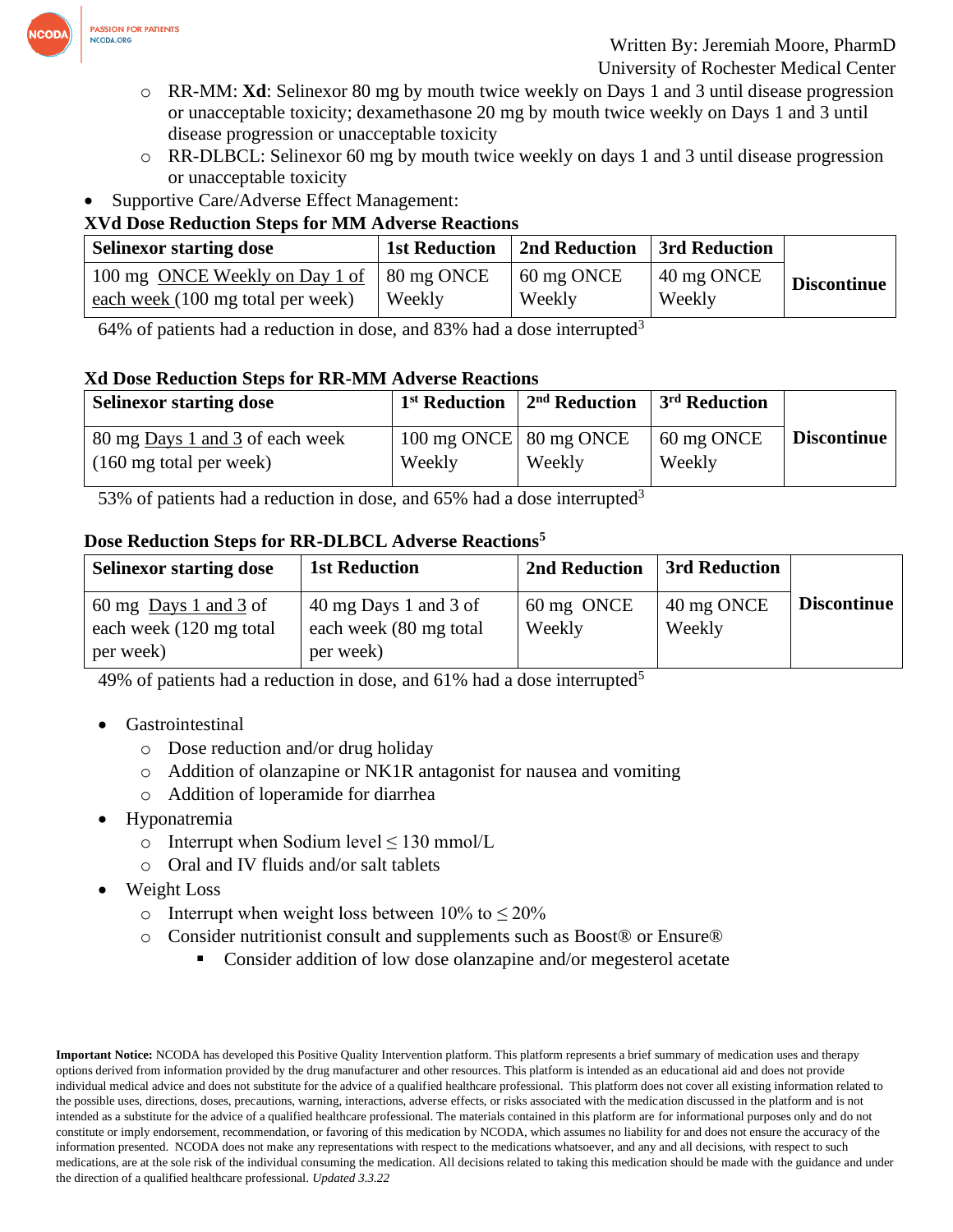- RR-MM: **Xd**: Selinexor 80 mg by mouth twice weekly on Days 1 and 3 until disease progression or unacceptable toxicity; dexamethasone 20 mg by mouth twice weekly on Days 1 and 3 until disease progression or unacceptable toxicity
    - RR-DLBCL: Selinexor 60 mg by mouth twice weekly on days 1 and 3 until disease progression or unacceptable toxicity

- Supportive Care/Adverse Effect Management:

**XVd Dose Reduction Steps for MM Adverse Reactions**

| Selinexor starting dose | 1st Reduction | 2nd Reduction | 3rd Reduction | |
|---|---|---|---|---|
| 100 mg ONCE Weekly on Day 1 of each week (100 mg total per week) | 80 mg ONCE Weekly | 60 mg ONCE Weekly | 40 mg ONCE Weekly | **Discontinue** |

64% of patients had a reduction in dose, and 83% had a dose interrupted[3]

**Xd Dose Reduction Steps for RR-MM Adverse Reactions**

| Selinexor starting dose | 1st Reduction | 2nd Reduction | 3rd Reduction | |
|---|---|---|---|---|
| 80 mg Days 1 and 3 of each week (160 mg total per week) | 100 mg ONCE Weekly | 80 mg ONCE Weekly | 60 mg ONCE Weekly | **Discontinue** |

53% of patients had a reduction in dose, and 65% had a dose interrupted[3]

**Dose Reduction Steps for RR-DLBCL Adverse Reactions[5]**

| Selinexor starting dose | 1st Reduction | 2nd Reduction | 3rd Reduction | |
|---|---|---|---|---|
| 60 mg Days 1 and 3 of each week (120 mg total per week) | 40 mg Days 1 and 3 of each week (80 mg total per week) | 60 mg ONCE Weekly | 40 mg ONCE Weekly | **Discontinue** |

49% of patients had a reduction in dose, and 61% had a dose interrupted[5]

- Gastrointestinal
    - Dose reduction and/or drug holiday
    - Addition of olanzapine or NK1R antagonist for nausea and vomiting
    - Addition of loperamide for diarrhea
- Hyponatremia
    - Interrupt when Sodium level ≤ 130 mmol/L
    - Oral and IV fluids and/or salt tablets
- Weight Loss
    - Interrupt when weight loss between 10% to ≤ 20%
    - Consider nutritionist consult and supplements such as Boost® or Ensure®
        - Consider addition of low dose olanzapine and/or megesterol acetate

**Important Notice:** NCODA has developed this Positive Quality Intervention platform. This platform represents a brief summary of medication uses and therapy options derived from information provided by the drug manufacturer and other resources. This platform is intended as an educational aid and does not provide individual medical advice and does not substitute for the advice of a qualified healthcare professional. This platform does not cover all existing information related to the possible uses, directions, doses, precautions, warning, interactions, adverse effects, or risks associated with the medication discussed in the platform and is not intended as a substitute for the advice of a qualified healthcare professional. The materials contained in this platform are for informational purposes only and do not constitute or imply endorsement, recommendation, or favoring of this medication by NCODA, which assumes no liability for and does not ensure the accuracy of the information presented. NCODA does not make any representations with respect to the medications whatsoever, and any and all decisions, with respect to such medications, are at the sole risk of the individual consuming the medication. All decisions related to taking this medication should be made with the guidance and under the direction of a qualified healthcare professional. *Updated 3.3.22*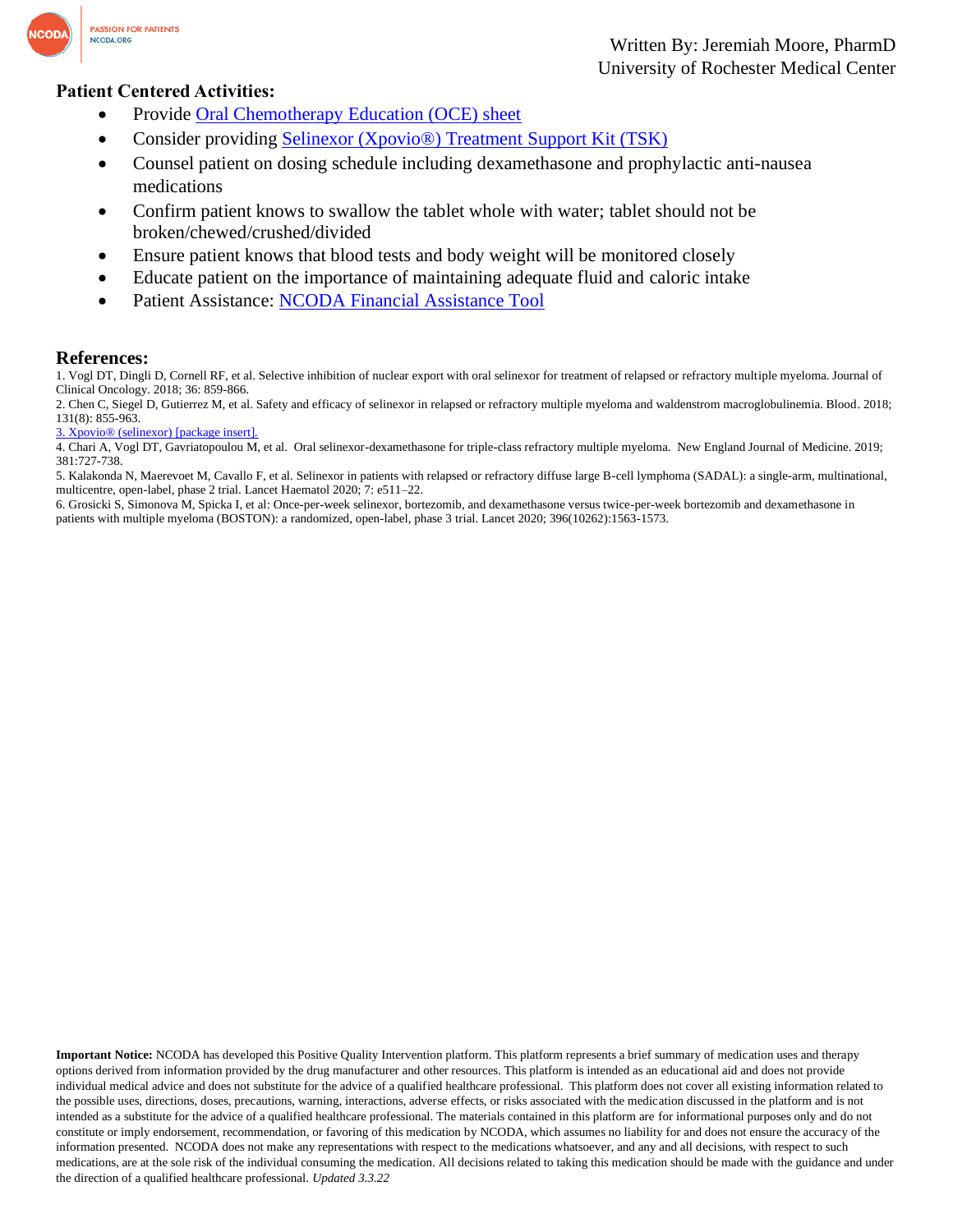Written By: Jeremiah Moore, PharmD
University of Rochester Medical Center

**Patient Centered Activities:**

- Provide Oral Chemotherapy Education (OCE) sheet
- Consider providing Selinexor (Xpovio®) Treatment Support Kit (TSK)
- Counsel patient on dosing schedule including dexamethasone and prophylactic anti-nausea medications
- Confirm patient knows to swallow the tablet whole with water; tablet should not be broken/chewed/crushed/divided
- Ensure patient knows that blood tests and body weight will be monitored closely
- Educate patient on the importance of maintaining adequate fluid and caloric intake
- Patient Assistance: NCODA Financial Assistance Tool

**References:**

1. Vogl DT, Dingli D, Cornell RF, et al. Selective inhibition of nuclear export with oral selinexor for treatment of relapsed or refractory multiple myeloma. Journal of Clinical Oncology. 2018; 36: 859-866.
2. Chen C, Siegel D, Gutierrez M, et al. Safety and efficacy of selinexor in relapsed or refractory multiple myeloma and waldenstrom macroglobulinemia. Blood. 2018; 131(8): 855-963.
3. Xpovio® (selinexor) [package insert].
4. Chari A, Vogl DT, Gavriatopoulou M, et al. Oral selinexor-dexamethasone for triple-class refractory multiple myeloma. New England Journal of Medicine. 2019; 381:727-738.
5. Kalakonda N, Maerevoet M, Cavallo F, et al. Selinexor in patients with relapsed or refractory diffuse large B-cell lymphoma (SADAL): a single-arm, multinational, multicentre, open-label, phase 2 trial. Lancet Haematol 2020; 7: e511–22.
6. Grosicki S, Simonova M, Spicka I, et al: Once-per-week selinexor, bortezomib, and dexamethasone versus twice-per-week bortezomib and dexamethasone in patients with multiple myeloma (BOSTON): a randomized, open-label, phase 3 trial. Lancet 2020; 396(10262):1563-1573.

**Important Notice:** NCODA has developed this Positive Quality Intervention platform. This platform represents a brief summary of medication uses and therapy options derived from information provided by the drug manufacturer and other resources. This platform is intended as an educational aid and does not provide individual medical advice and does not substitute for the advice of a qualified healthcare professional. This platform does not cover all existing information related to the possible uses, directions, doses, precautions, warning, interactions, adverse effects, or risks associated with the medication discussed in the platform and is not intended as a substitute for the advice of a qualified healthcare professional. The materials contained in this platform are for informational purposes only and do not constitute or imply endorsement, recommendation, or favoring of this medication by NCODA, which assumes no liability for and does not ensure the accuracy of the information presented. NCODA does not make any representations with respect to the medications whatsoever, and any and all decisions, with respect to such medications, are at the sole risk of the individual consuming the medication. All decisions related to taking this medication should be made with the guidance and under the direction of a qualified healthcare professional. *Updated 3.3.22*